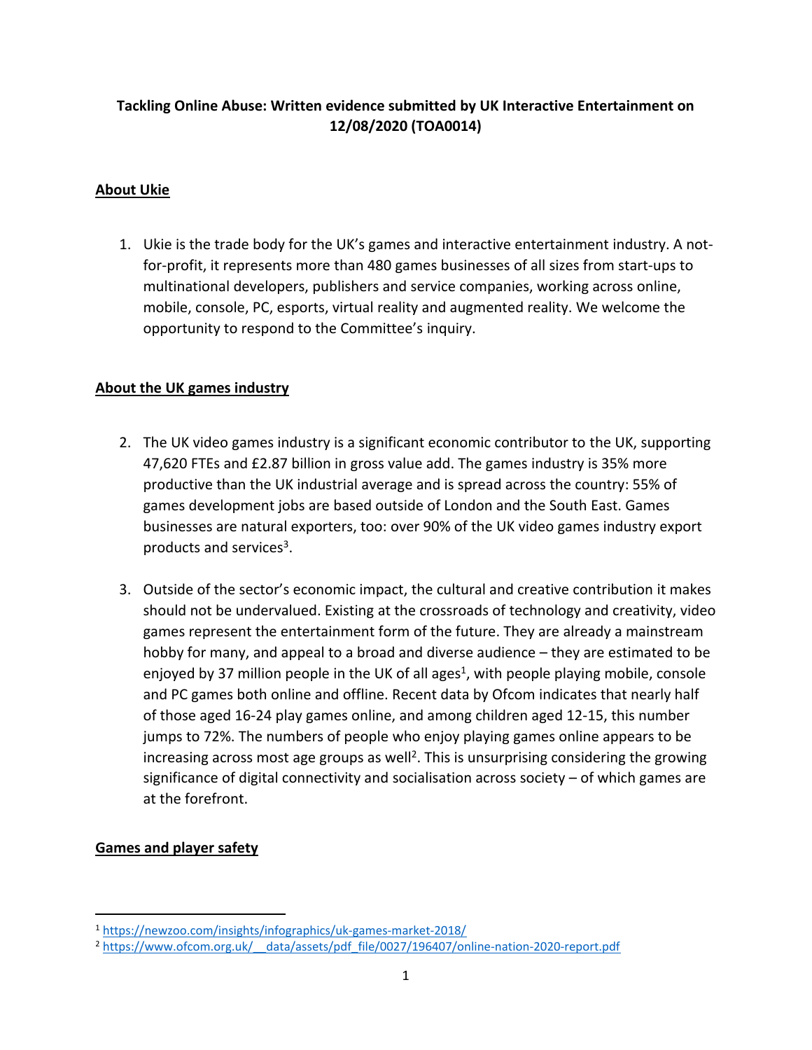**Tackling Online Abuse: Written evidence submitted by UK Interactive Entertainment on 12/08/2020 (TOA0014)**

## About Ukie

1. Ukie is the trade body for the UK's games and interactive entertainment industry. A not-for-profit, it represents more than 480 games businesses of all sizes from start-ups to multinational developers, publishers and service companies, working across online, mobile, console, PC, esports, virtual reality and augmented reality. We welcome the opportunity to respond to the Committee's inquiry.

## About the UK games industry

2. The UK video games industry is a significant economic contributor to the UK, supporting 47,620 FTEs and £2.87 billion in gross value add. The games industry is 35% more productive than the UK industrial average and is spread across the country: 55% of games development jobs are based outside of London and the South East. Games businesses are natural exporters, too: over 90% of the UK video games industry export products and services[3].

3. Outside of the sector's economic impact, the cultural and creative contribution it makes should not be undervalued. Existing at the crossroads of technology and creativity, video games represent the entertainment form of the future. They are already a mainstream hobby for many, and appeal to a broad and diverse audience – they are estimated to be enjoyed by 37 million people in the UK of all ages[1], with people playing mobile, console and PC games both online and offline. Recent data by Ofcom indicates that nearly half of those aged 16-24 play games online, and among children aged 12-15, this number jumps to 72%. The numbers of people who enjoy playing games online appears to be increasing across most age groups as well[2]. This is unsurprising considering the growing significance of digital connectivity and socialisation across society – of which games are at the forefront.

## Games and player safety

[1] https://newzoo.com/insights/infographics/uk-games-market-2018/

[2] https://www.ofcom.org.uk/__data/assets/pdf_file/0027/196407/online-nation-2020-report.pdf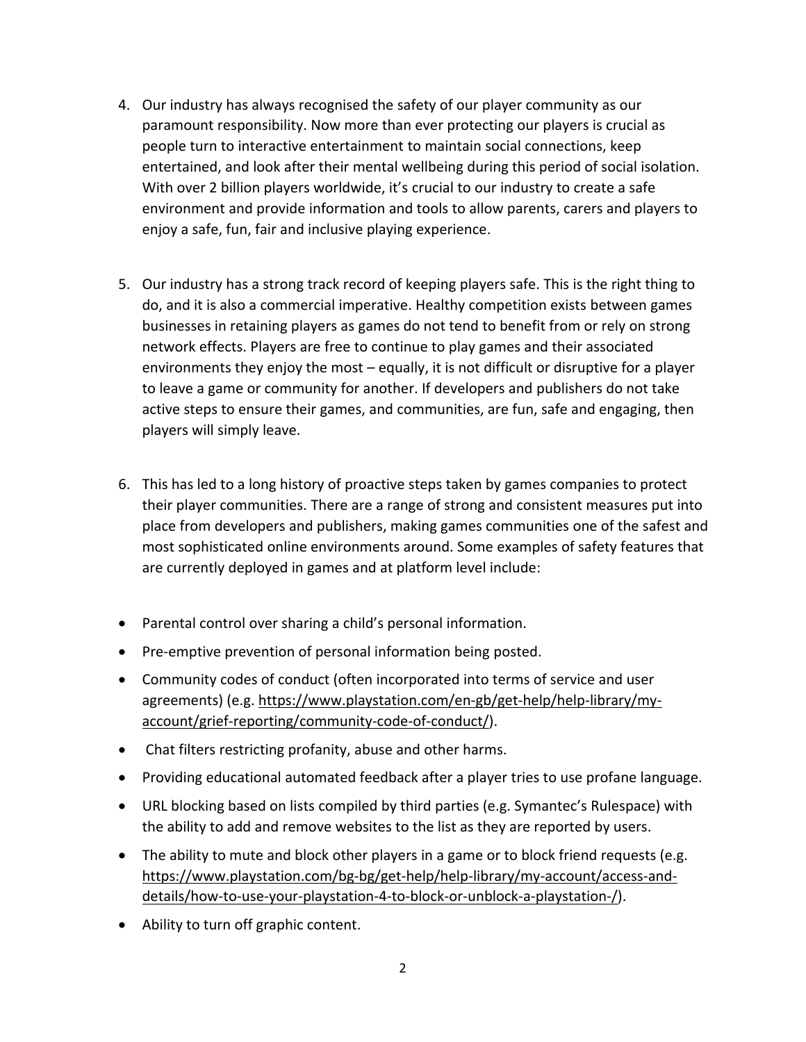4. Our industry has always recognised the safety of our player community as our paramount responsibility. Now more than ever protecting our players is crucial as people turn to interactive entertainment to maintain social connections, keep entertained, and look after their mental wellbeing during this period of social isolation. With over 2 billion players worldwide, it's crucial to our industry to create a safe environment and provide information and tools to allow parents, carers and players to enjoy a safe, fun, fair and inclusive playing experience.

5. Our industry has a strong track record of keeping players safe. This is the right thing to do, and it is also a commercial imperative. Healthy competition exists between games businesses in retaining players as games do not tend to benefit from or rely on strong network effects. Players are free to continue to play games and their associated environments they enjoy the most – equally, it is not difficult or disruptive for a player to leave a game or community for another. If developers and publishers do not take active steps to ensure their games, and communities, are fun, safe and engaging, then players will simply leave.

6. This has led to a long history of proactive steps taken by games companies to protect their player communities. There are a range of strong and consistent measures put into place from developers and publishers, making games communities one of the safest and most sophisticated online environments around. Some examples of safety features that are currently deployed in games and at platform level include:

- Parental control over sharing a child's personal information.
- Pre-emptive prevention of personal information being posted.
- Community codes of conduct (often incorporated into terms of service and user agreements) (e.g. https://www.playstation.com/en-gb/get-help/help-library/my-account/grief-reporting/community-code-of-conduct/).
- Chat filters restricting profanity, abuse and other harms.
- Providing educational automated feedback after a player tries to use profane language.
- URL blocking based on lists compiled by third parties (e.g. Symantec's Rulespace) with the ability to add and remove websites to the list as they are reported by users.
- The ability to mute and block other players in a game or to block friend requests (e.g. https://www.playstation.com/bg-bg/get-help/help-library/my-account/access-and-details/how-to-use-your-playstation-4-to-block-or-unblock-a-playstation-/).
- Ability to turn off graphic content.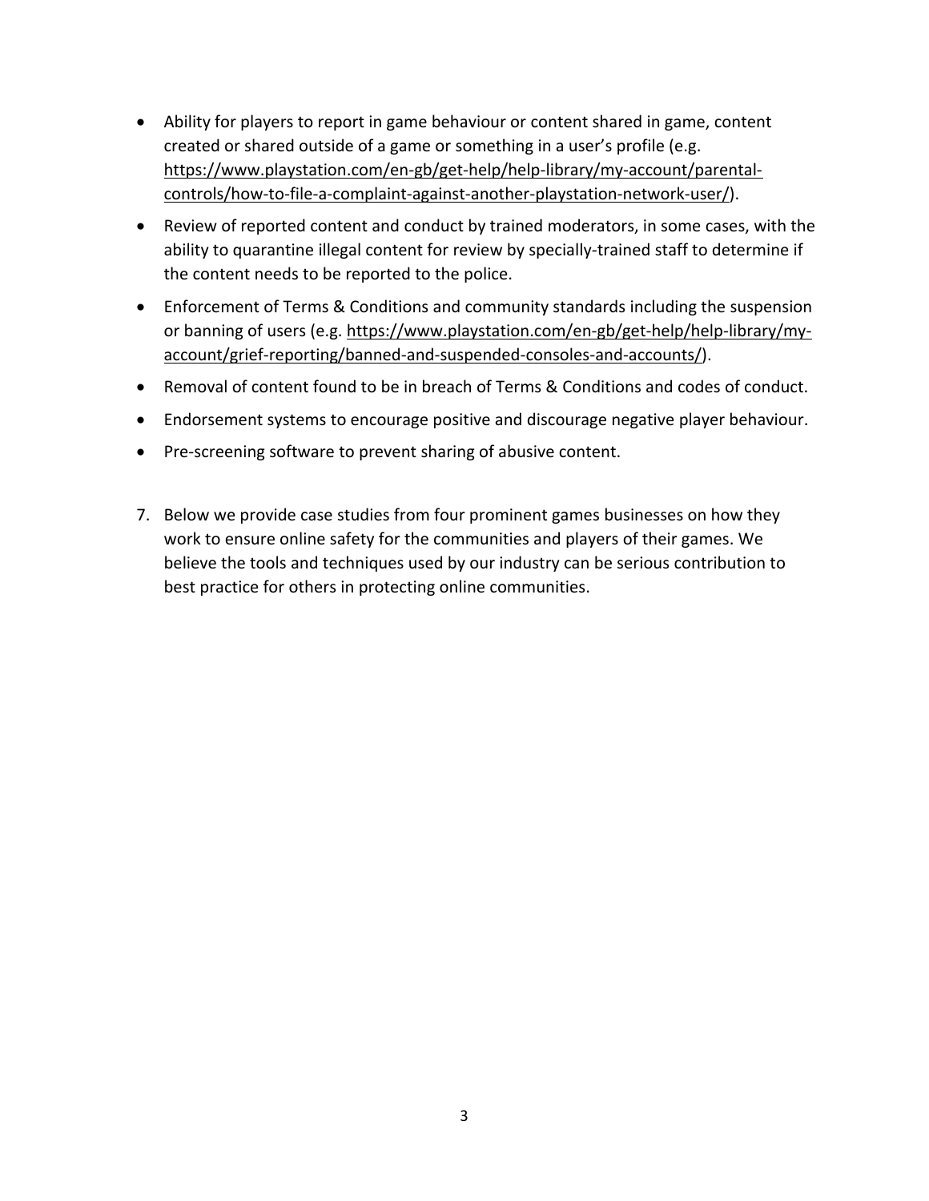- Ability for players to report in game behaviour or content shared in game, content created or shared outside of a game or something in a user's profile (e.g. https://www.playstation.com/en-gb/get-help/help-library/my-account/parental-controls/how-to-file-a-complaint-against-another-playstation-network-user/).
- Review of reported content and conduct by trained moderators, in some cases, with the ability to quarantine illegal content for review by specially-trained staff to determine if the content needs to be reported to the police.
- Enforcement of Terms & Conditions and community standards including the suspension or banning of users (e.g. https://www.playstation.com/en-gb/get-help/help-library/my-account/grief-reporting/banned-and-suspended-consoles-and-accounts/).
- Removal of content found to be in breach of Terms & Conditions and codes of conduct.
- Endorsement systems to encourage positive and discourage negative player behaviour.
- Pre-screening software to prevent sharing of abusive content.

7. Below we provide case studies from four prominent games businesses on how they work to ensure online safety for the communities and players of their games. We believe the tools and techniques used by our industry can be serious contribution to best practice for others in protecting online communities.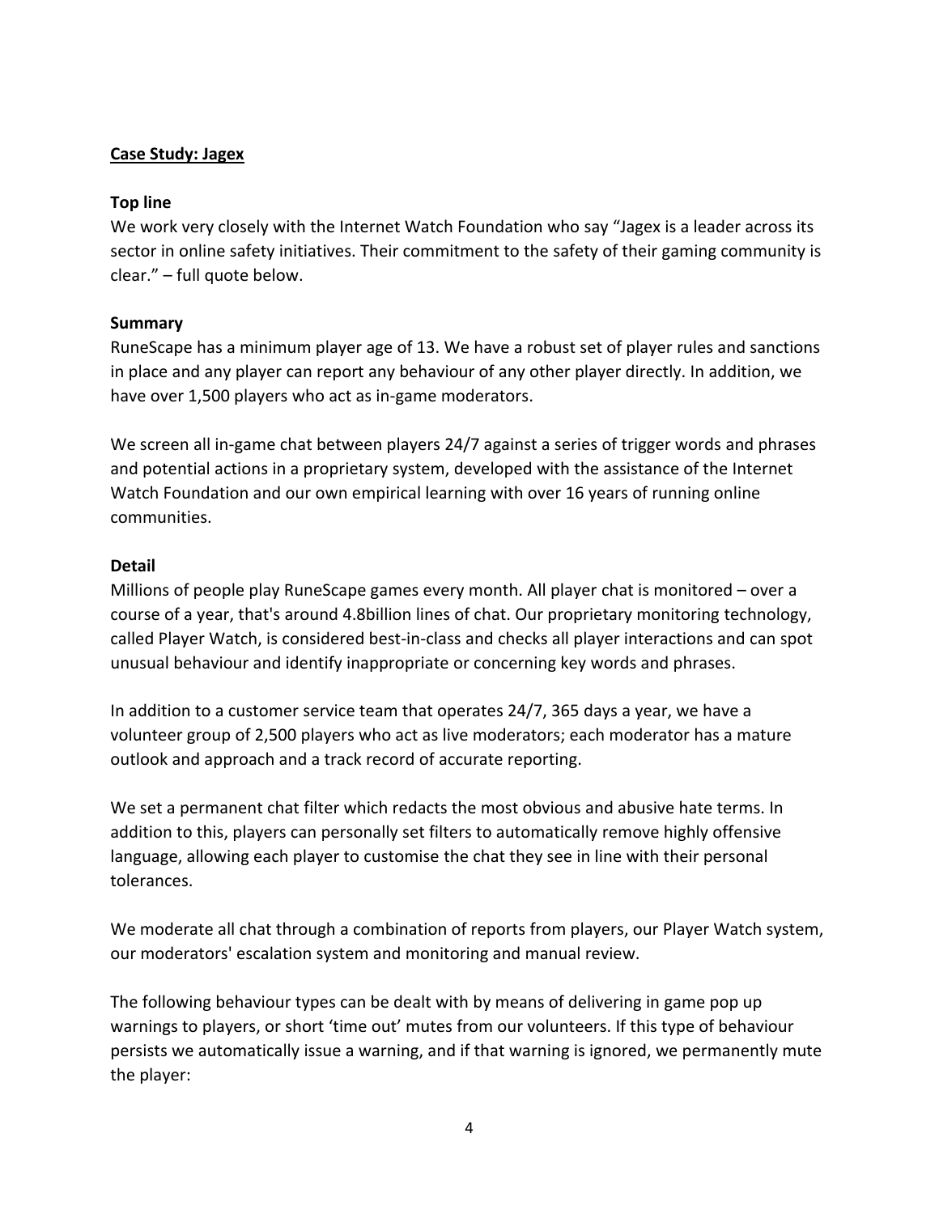**Case Study: Jagex**

**Top line**

We work very closely with the Internet Watch Foundation who say "Jagex is a leader across its sector in online safety initiatives. Their commitment to the safety of their gaming community is clear." – full quote below.

**Summary**

RuneScape has a minimum player age of 13. We have a robust set of player rules and sanctions in place and any player can report any behaviour of any other player directly. In addition, we have over 1,500 players who act as in-game moderators.

We screen all in-game chat between players 24/7 against a series of trigger words and phrases and potential actions in a proprietary system, developed with the assistance of the Internet Watch Foundation and our own empirical learning with over 16 years of running online communities.

**Detail**

Millions of people play RuneScape games every month. All player chat is monitored – over a course of a year, that's around 4.8billion lines of chat. Our proprietary monitoring technology, called Player Watch, is considered best-in-class and checks all player interactions and can spot unusual behaviour and identify inappropriate or concerning key words and phrases.

In addition to a customer service team that operates 24/7, 365 days a year, we have a volunteer group of 2,500 players who act as live moderators; each moderator has a mature outlook and approach and a track record of accurate reporting.

We set a permanent chat filter which redacts the most obvious and abusive hate terms. In addition to this, players can personally set filters to automatically remove highly offensive language, allowing each player to customise the chat they see in line with their personal tolerances.

We moderate all chat through a combination of reports from players, our Player Watch system, our moderators' escalation system and monitoring and manual review.

The following behaviour types can be dealt with by means of delivering in game pop up warnings to players, or short 'time out' mutes from our volunteers. If this type of behaviour persists we automatically issue a warning, and if that warning is ignored, we permanently mute the player: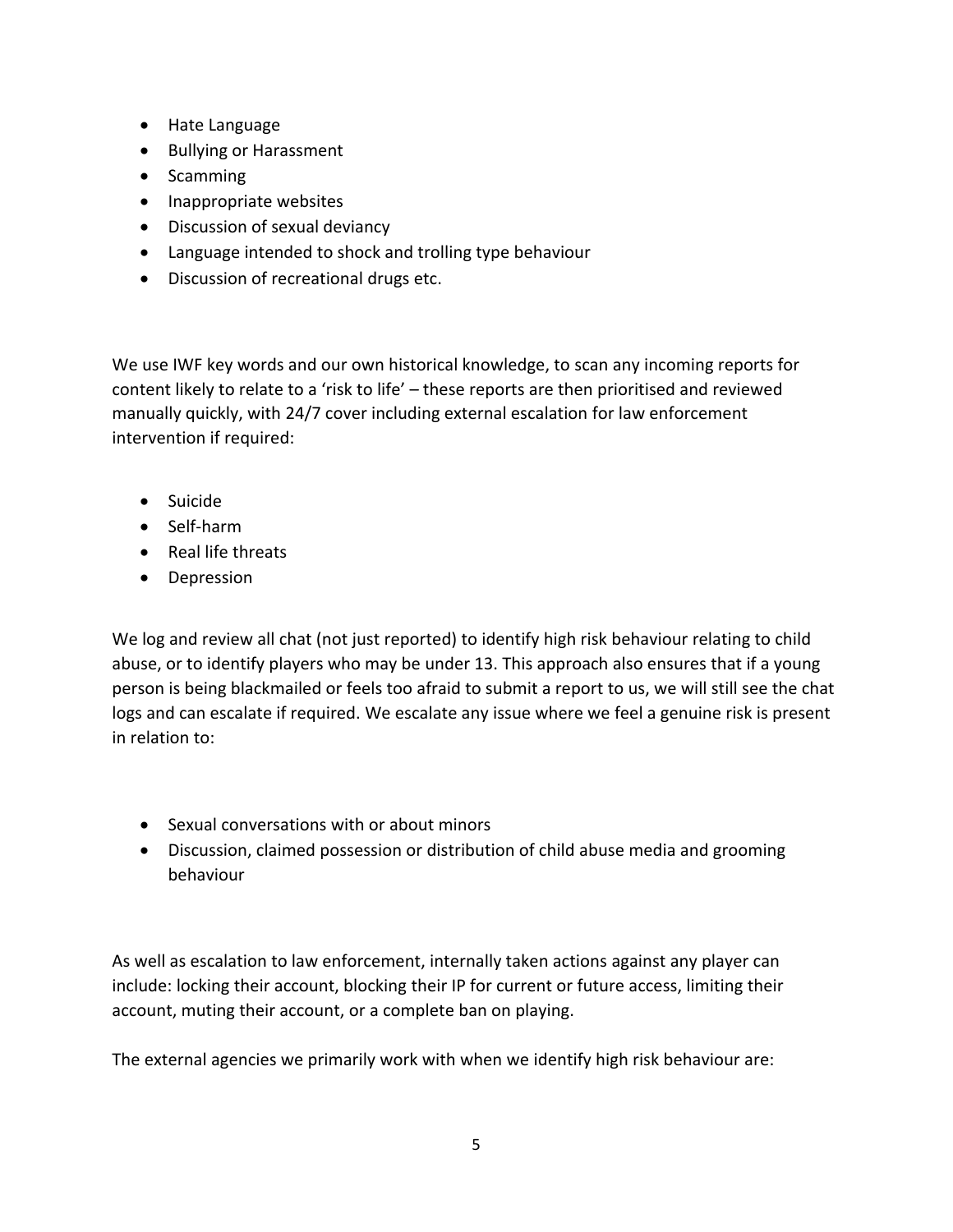- Hate Language
- Bullying or Harassment
- Scamming
- Inappropriate websites
- Discussion of sexual deviancy
- Language intended to shock and trolling type behaviour
- Discussion of recreational drugs etc.

We use IWF key words and our own historical knowledge, to scan any incoming reports for content likely to relate to a 'risk to life' – these reports are then prioritised and reviewed manually quickly, with 24/7 cover including external escalation for law enforcement intervention if required:

- Suicide
- Self-harm
- Real life threats
- Depression

We log and review all chat (not just reported) to identify high risk behaviour relating to child abuse, or to identify players who may be under 13. This approach also ensures that if a young person is being blackmailed or feels too afraid to submit a report to us, we will still see the chat logs and can escalate if required. We escalate any issue where we feel a genuine risk is present in relation to:

- Sexual conversations with or about minors
- Discussion, claimed possession or distribution of child abuse media and grooming behaviour

As well as escalation to law enforcement, internally taken actions against any player can include: locking their account, blocking their IP for current or future access, limiting their account, muting their account, or a complete ban on playing.

The external agencies we primarily work with when we identify high risk behaviour are: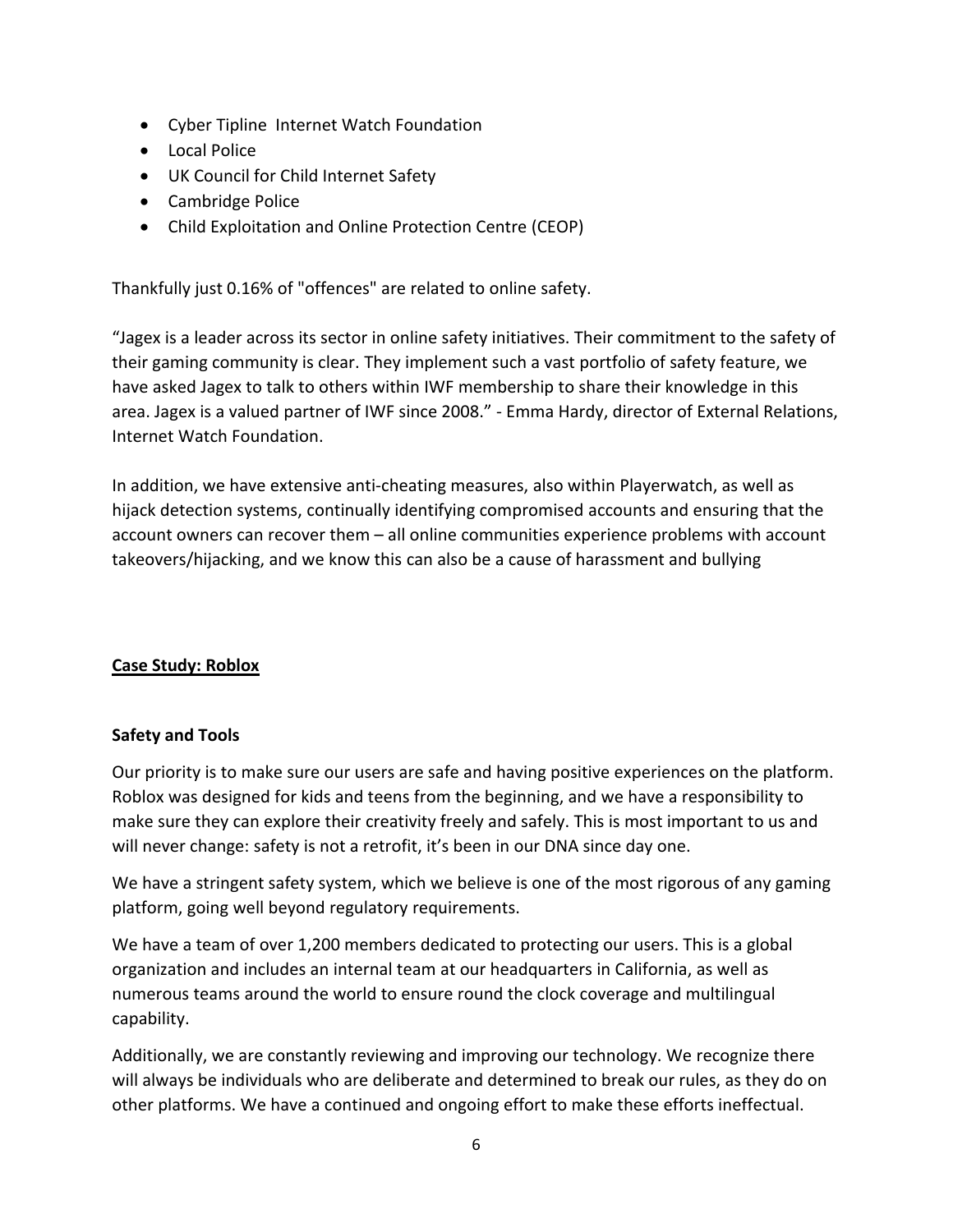- Cyber Tipline  Internet Watch Foundation
- Local Police
- UK Council for Child Internet Safety
- Cambridge Police
- Child Exploitation and Online Protection Centre (CEOP)

Thankfully just 0.16% of "offences" are related to online safety.

“Jagex is a leader across its sector in online safety initiatives. Their commitment to the safety of their gaming community is clear. They implement such a vast portfolio of safety feature, we have asked Jagex to talk to others within IWF membership to share their knowledge in this area. Jagex is a valued partner of IWF since 2008.” - Emma Hardy, director of External Relations, Internet Watch Foundation.

In addition, we have extensive anti-cheating measures, also within Playerwatch, as well as hijack detection systems, continually identifying compromised accounts and ensuring that the account owners can recover them – all online communities experience problems with account takeovers/hijacking, and we know this can also be a cause of harassment and bullying

**<u>Case Study: Roblox</u>**

**Safety and Tools**

Our priority is to make sure our users are safe and having positive experiences on the platform. Roblox was designed for kids and teens from the beginning, and we have a responsibility to make sure they can explore their creativity freely and safely. This is most important to us and will never change: safety is not a retrofit, it’s been in our DNA since day one.

We have a stringent safety system, which we believe is one of the most rigorous of any gaming platform, going well beyond regulatory requirements.

We have a team of over 1,200 members dedicated to protecting our users. This is a global organization and includes an internal team at our headquarters in California, as well as numerous teams around the world to ensure round the clock coverage and multilingual capability.

Additionally, we are constantly reviewing and improving our technology. We recognize there will always be individuals who are deliberate and determined to break our rules, as they do on other platforms. We have a continued and ongoing effort to make these efforts ineffectual.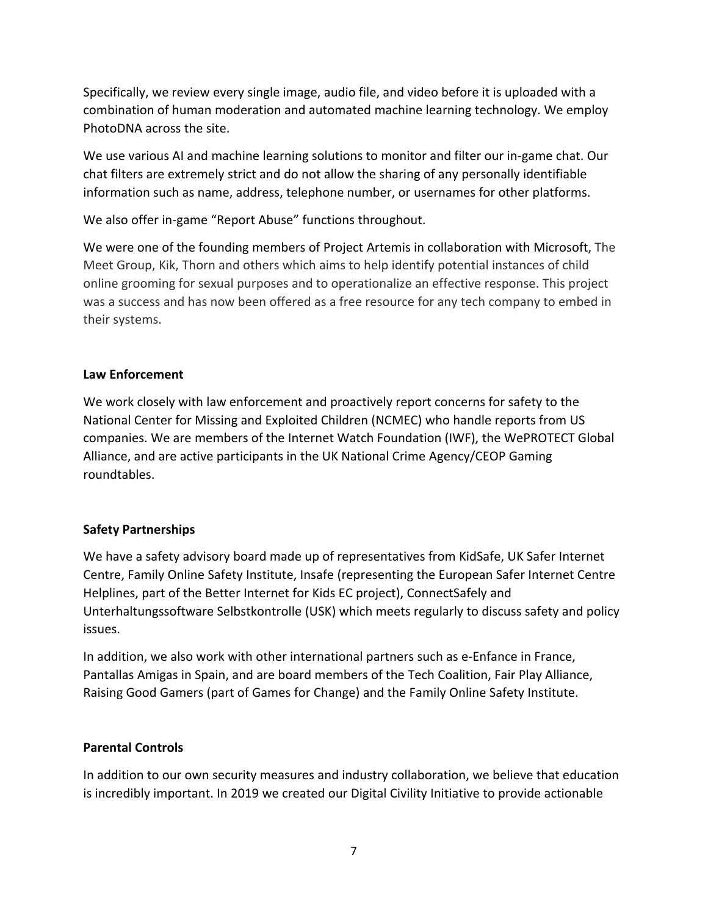Specifically, we review every single image, audio file, and video before it is uploaded with a combination of human moderation and automated machine learning technology. We employ PhotoDNA across the site.

We use various AI and machine learning solutions to monitor and filter our in-game chat. Our chat filters are extremely strict and do not allow the sharing of any personally identifiable information such as name, address, telephone number, or usernames for other platforms.

We also offer in-game "Report Abuse" functions throughout.

We were one of the founding members of Project Artemis in collaboration with Microsoft, The Meet Group, Kik, Thorn and others which aims to help identify potential instances of child online grooming for sexual purposes and to operationalize an effective response. This project was a success and has now been offered as a free resource for any tech company to embed in their systems.

**Law Enforcement**

We work closely with law enforcement and proactively report concerns for safety to the National Center for Missing and Exploited Children (NCMEC) who handle reports from US companies. We are members of the Internet Watch Foundation (IWF), the WePROTECT Global Alliance, and are active participants in the UK National Crime Agency/CEOP Gaming roundtables.

**Safety Partnerships**

We have a safety advisory board made up of representatives from KidSafe, UK Safer Internet Centre, Family Online Safety Institute, Insafe (representing the European Safer Internet Centre Helplines, part of the Better Internet for Kids EC project), ConnectSafely and Unterhaltungssoftware Selbstkontrolle (USK) which meets regularly to discuss safety and policy issues.

In addition, we also work with other international partners such as e-Enfance in France, Pantallas Amigas in Spain, and are board members of the Tech Coalition, Fair Play Alliance, Raising Good Gamers (part of Games for Change) and the Family Online Safety Institute.

**Parental Controls**

In addition to our own security measures and industry collaboration, we believe that education is incredibly important. In 2019 we created our Digital Civility Initiative to provide actionable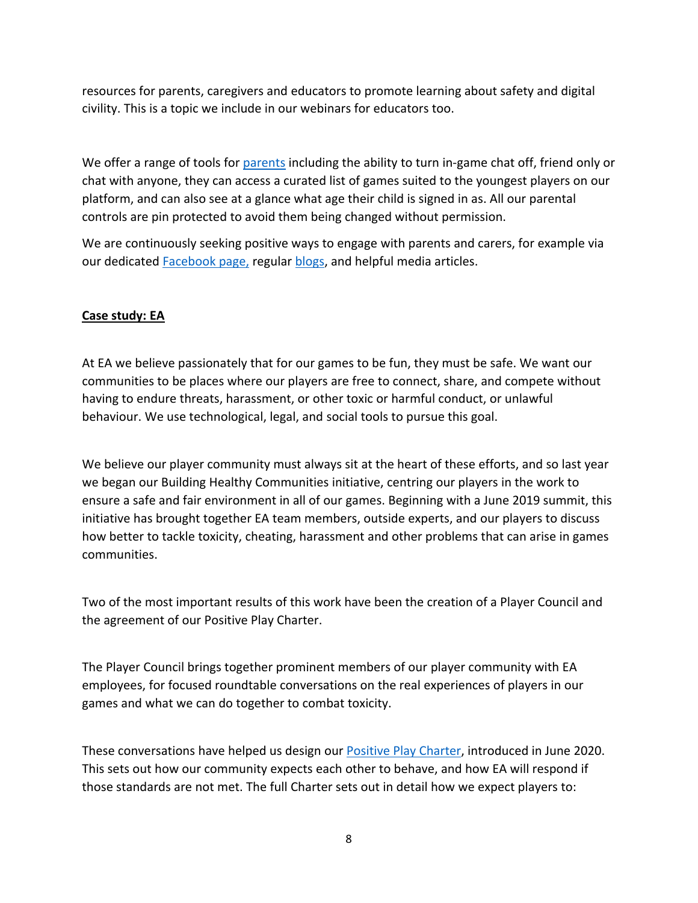resources for parents, caregivers and educators to promote learning about safety and digital civility. This is a topic we include in our webinars for educators too.

We offer a range of tools for parents including the ability to turn in-game chat off, friend only or chat with anyone, they can access a curated list of games suited to the youngest players on our platform, and can also see at a glance what age their child is signed in as. All our parental controls are pin protected to avoid them being changed without permission.

We are continuously seeking positive ways to engage with parents and carers, for example via our dedicated Facebook page, regular blogs, and helpful media articles.

**Case study: EA**

At EA we believe passionately that for our games to be fun, they must be safe. We want our communities to be places where our players are free to connect, share, and compete without having to endure threats, harassment, or other toxic or harmful conduct, or unlawful behaviour. We use technological, legal, and social tools to pursue this goal.

We believe our player community must always sit at the heart of these efforts, and so last year we began our Building Healthy Communities initiative, centring our players in the work to ensure a safe and fair environment in all of our games. Beginning with a June 2019 summit, this initiative has brought together EA team members, outside experts, and our players to discuss how better to tackle toxicity, cheating, harassment and other problems that can arise in games communities.

Two of the most important results of this work have been the creation of a Player Council and the agreement of our Positive Play Charter.

The Player Council brings together prominent members of our player community with EA employees, for focused roundtable conversations on the real experiences of players in our games and what we can do together to combat toxicity.

These conversations have helped us design our Positive Play Charter, introduced in June 2020. This sets out how our community expects each other to behave, and how EA will respond if those standards are not met. The full Charter sets out in detail how we expect players to: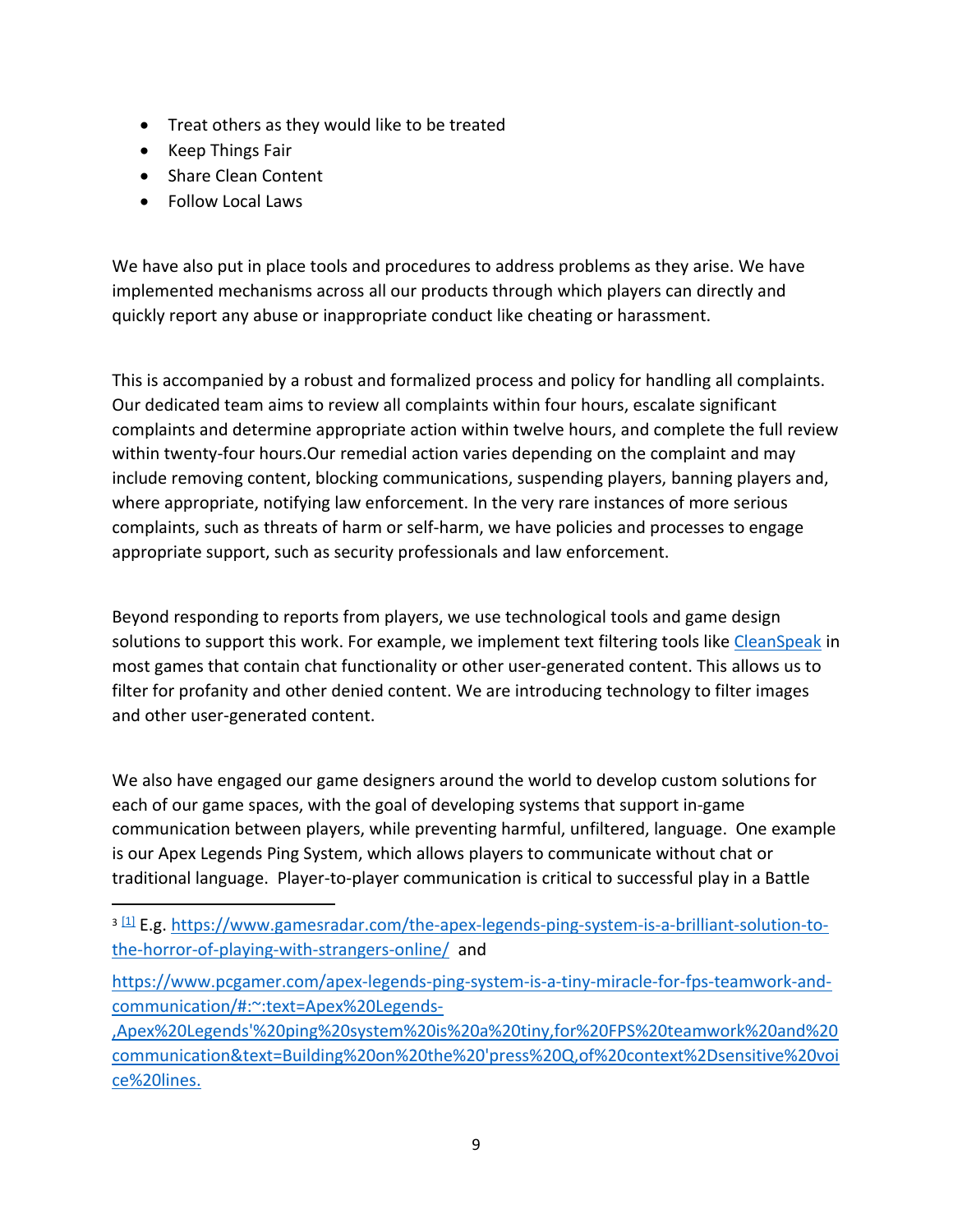- Treat others as they would like to be treated
- Keep Things Fair
- Share Clean Content
- Follow Local Laws

We have also put in place tools and procedures to address problems as they arise. We have implemented mechanisms across all our products through which players can directly and quickly report any abuse or inappropriate conduct like cheating or harassment.

This is accompanied by a robust and formalized process and policy for handling all complaints. Our dedicated team aims to review all complaints within four hours, escalate significant complaints and determine appropriate action within twelve hours, and complete the full review within twenty-four hours.Our remedial action varies depending on the complaint and may include removing content, blocking communications, suspending players, banning players and, where appropriate, notifying law enforcement. In the very rare instances of more serious complaints, such as threats of harm or self-harm, we have policies and processes to engage appropriate support, such as security professionals and law enforcement.

Beyond responding to reports from players, we use technological tools and game design solutions to support this work. For example, we implement text filtering tools like [CleanSpeak](CleanSpeak) in most games that contain chat functionality or other user-generated content. This allows us to filter for profanity and other denied content. We are introducing technology to filter images and other user-generated content.

We also have engaged our game designers around the world to develop custom solutions for each of our game spaces, with the goal of developing systems that support in-game communication between players, while preventing harmful, unfiltered, language. One example is our Apex Legends Ping System, which allows players to communicate without chat or traditional language. Player-to-player communication is critical to successful play in a Battle

---

[3] [1] E.g. https://www.gamesradar.com/the-apex-legends-ping-system-is-a-brilliant-solution-to-the-horror-of-playing-with-strangers-online/ and

https://www.pcgamer.com/apex-legends-ping-system-is-a-tiny-miracle-for-fps-teamwork-and-communication/#:~:text=Apex%20Legends-,Apex%20Legends'%20ping%20system%20is%20a%20tiny,for%20FPS%20teamwork%20and%20communication&text=Building%20on%20the%20'press%20Q,of%20context%2Dsensitive%20voice%20lines.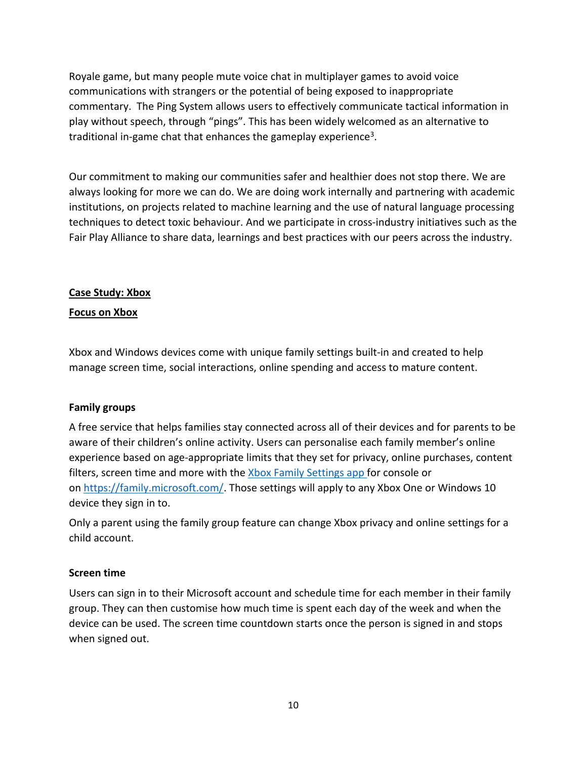Royale game, but many people mute voice chat in multiplayer games to avoid voice communications with strangers or the potential of being exposed to inappropriate commentary. The Ping System allows users to effectively communicate tactical information in play without speech, through "pings". This has been widely welcomed as an alternative to traditional in-game chat that enhances the gameplay experience[3].

Our commitment to making our communities safer and healthier does not stop there. We are always looking for more we can do. We are doing work internally and partnering with academic institutions, on projects related to machine learning and the use of natural language processing techniques to detect toxic behaviour. And we participate in cross-industry initiatives such as the Fair Play Alliance to share data, learnings and best practices with our peers across the industry.

## **Case Study: Xbox**

### **Focus on Xbox**

Xbox and Windows devices come with unique family settings built-in and created to help manage screen time, social interactions, online spending and access to mature content.

**Family groups**

A free service that helps families stay connected across all of their devices and for parents to be aware of their children's online activity. Users can personalise each family member's online experience based on age-appropriate limits that they set for privacy, online purchases, content filters, screen time and more with the Xbox Family Settings app for console or on https://family.microsoft.com/. Those settings will apply to any Xbox One or Windows 10 device they sign in to.

Only a parent using the family group feature can change Xbox privacy and online settings for a child account.

**Screen time**

Users can sign in to their Microsoft account and schedule time for each member in their family group. They can then customise how much time is spent each day of the week and when the device can be used. The screen time countdown starts once the person is signed in and stops when signed out.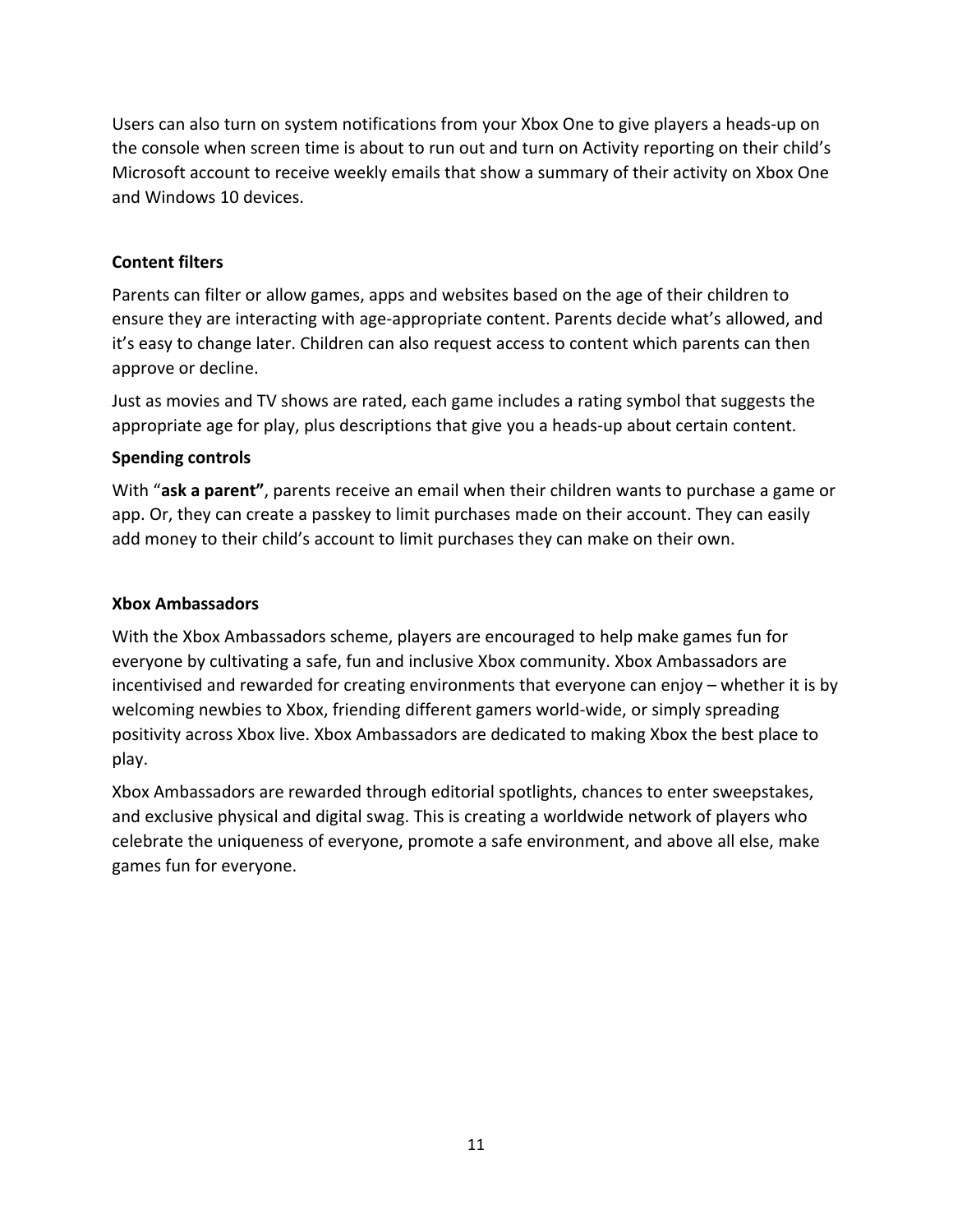Users can also turn on system notifications from your Xbox One to give players a heads-up on the console when screen time is about to run out and turn on Activity reporting on their child's Microsoft account to receive weekly emails that show a summary of their activity on Xbox One and Windows 10 devices.

**Content filters**

Parents can filter or allow games, apps and websites based on the age of their children to ensure they are interacting with age-appropriate content. Parents decide what's allowed, and it's easy to change later. Children can also request access to content which parents can then approve or decline.

Just as movies and TV shows are rated, each game includes a rating symbol that suggests the appropriate age for play, plus descriptions that give you a heads-up about certain content.

**Spending controls**

With "**ask a parent"**, parents receive an email when their children wants to purchase a game or app. Or, they can create a passkey to limit purchases made on their account. They can easily add money to their child's account to limit purchases they can make on their own.

**Xbox Ambassadors**

With the Xbox Ambassadors scheme, players are encouraged to help make games fun for everyone by cultivating a safe, fun and inclusive Xbox community. Xbox Ambassadors are incentivised and rewarded for creating environments that everyone can enjoy – whether it is by welcoming newbies to Xbox, friending different gamers world-wide, or simply spreading positivity across Xbox live. Xbox Ambassadors are dedicated to making Xbox the best place to play.

Xbox Ambassadors are rewarded through editorial spotlights, chances to enter sweepstakes, and exclusive physical and digital swag. This is creating a worldwide network of players who celebrate the uniqueness of everyone, promote a safe environment, and above all else, make games fun for everyone.